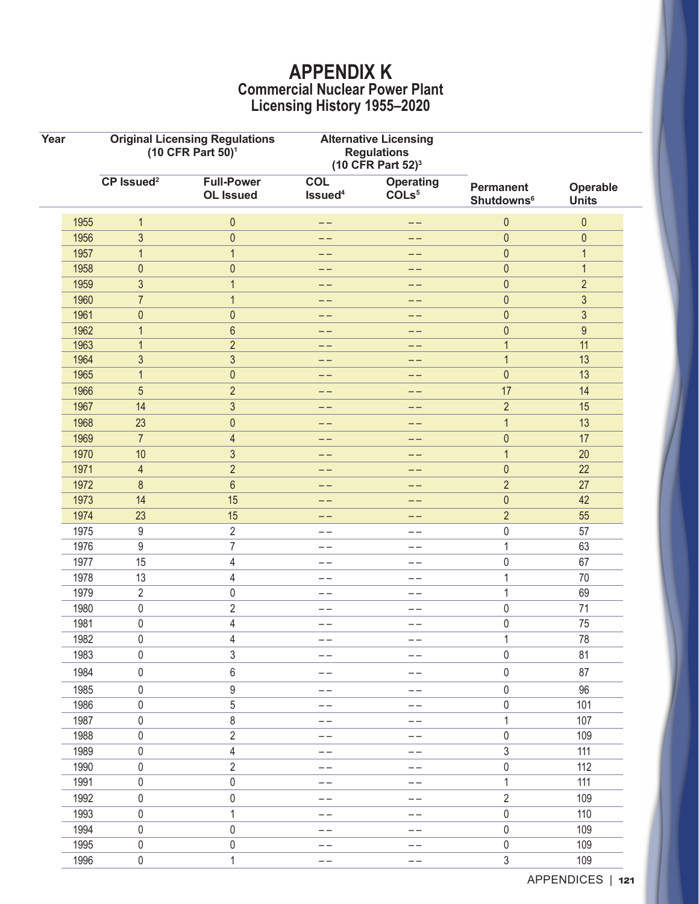# APPENDIX K
## Commercial Nuclear Power Plant Licensing History 1955–2020

| Year | Original Licensing Regulations (10 CFR Part 50)[1] | | Alternative Licensing Regulations (10 CFR Part 52)[3] | | | |
|---|---|---|---|---|---|---|
| | CP Issued[2] | Full-Power OL Issued | COL Issued[4] | Operating COLs[5] | Permanent Shutdowns[6] | Operable Units |
| 1955 | 1 | 0 | -- | -- | 0 | 0 |
| 1956 | 3 | 0 | -- | -- | 0 | 0 |
| 1957 | 1 | 1 | -- | -- | 0 | 1 |
| 1958 | 0 | 0 | -- | -- | 0 | 1 |
| 1959 | 3 | 1 | -- | -- | 0 | 2 |
| 1960 | 7 | 1 | -- | -- | 0 | 3 |
| 1961 | 0 | 0 | -- | -- | 0 | 3 |
| 1962 | 1 | 6 | -- | -- | 0 | 9 |
| 1963 | 1 | 2 | -- | -- | 1 | 11 |
| 1964 | 3 | 3 | -- | -- | 1 | 13 |
| 1965 | 1 | 0 | -- | -- | 0 | 13 |
| 1966 | 5 | 2 | -- | -- | 17 | 14 |
| 1967 | 14 | 3 | -- | -- | 2 | 15 |
| 1968 | 23 | 0 | -- | -- | 1 | 13 |
| 1969 | 7 | 4 | -- | -- | 0 | 17 |
| 1970 | 10 | 3 | -- | -- | 1 | 20 |
| 1971 | 4 | 2 | -- | -- | 0 | 22 |
| 1972 | 8 | 6 | -- | -- | 2 | 27 |
| 1973 | 14 | 15 | -- | -- | 0 | 42 |
| 1974 | 23 | 15 | -- | -- | 2 | 55 |
| 1975 | 9 | 2 | -- | -- | 0 | 57 |
| 1976 | 9 | 7 | -- | -- | 1 | 63 |
| 1977 | 15 | 4 | -- | -- | 0 | 67 |
| 1978 | 13 | 4 | -- | -- | 1 | 70 |
| 1979 | 2 | 0 | -- | -- | 1 | 69 |
| 1980 | 0 | 2 | -- | -- | 0 | 71 |
| 1981 | 0 | 4 | -- | -- | 0 | 75 |
| 1982 | 0 | 4 | -- | -- | 1 | 78 |
| 1983 | 0 | 3 | -- | -- | 0 | 81 |
| 1984 | 0 | 6 | -- | -- | 0 | 87 |
| 1985 | 0 | 9 | -- | -- | 0 | 96 |
| 1986 | 0 | 5 | -- | -- | 0 | 101 |
| 1987 | 0 | 8 | -- | -- | 1 | 107 |
| 1988 | 0 | 2 | -- | -- | 0 | 109 |
| 1989 | 0 | 4 | -- | -- | 3 | 111 |
| 1990 | 0 | 2 | -- | -- | 0 | 112 |
| 1991 | 0 | 0 | -- | -- | 1 | 111 |
| 1992 | 0 | 0 | -- | -- | 2 | 109 |
| 1993 | 0 | 1 | -- | -- | 0 | 110 |
| 1994 | 0 | 0 | -- | -- | 0 | 109 |
| 1995 | 0 | 0 | -- | -- | 0 | 109 |
| 1996 | 0 | 1 | -- | -- | 3 | 109 |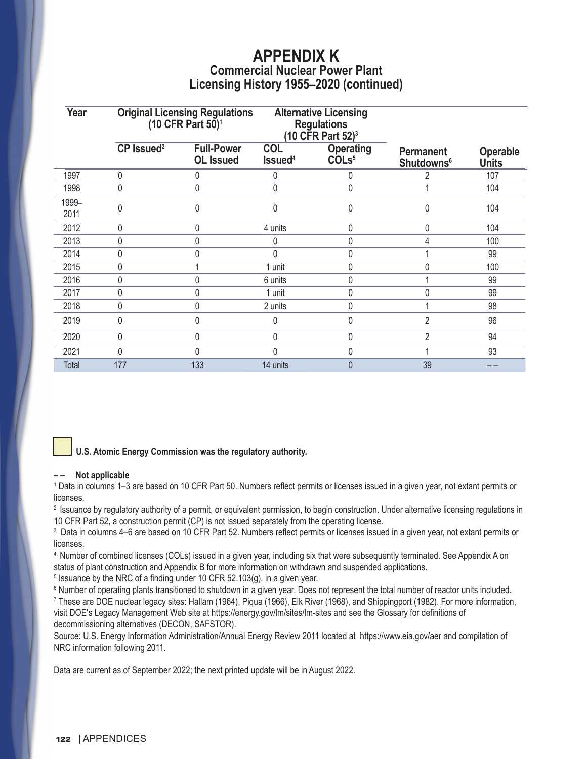# APPENDIX K

## Commercial Nuclear Power Plant Licensing History 1955–2020 (continued)

| Year | Original Licensing Regulations (10 CFR Part 50)[1] | | Alternative Licensing Regulations (10 CFR Part 52)[3] | | | |
|---|---|---|---|---|---|---|
| | CP Issued[2] | Full-Power OL Issued | COL Issued[4] | Operating COLs[5] | Permanent Shutdowns[6] | Operable Units |
| 1997 | 0 | 0 | 0 | 0 | 2 | 107 |
| 1998 | 0 | 0 | 0 | 0 | 1 | 104 |
| 1999–2011 | 0 | 0 | 0 | 0 | 0 | 104 |
| 2012 | 0 | 0 | 4 units | 0 | 0 | 104 |
| 2013 | 0 | 0 | 0 | 0 | 4 | 100 |
| 2014 | 0 | 0 | 0 | 0 | 1 | 99 |
| 2015 | 0 | 1 | 1 unit | 0 | 0 | 100 |
| 2016 | 0 | 0 | 6 units | 0 | 1 | 99 |
| 2017 | 0 | 0 | 1 unit | 0 | 0 | 99 |
| 2018 | 0 | 0 | 2 units | 0 | 1 | 98 |
| 2019 | 0 | 0 | 0 | 0 | 2 | 96 |
| 2020 | 0 | 0 | 0 | 0 | 2 | 94 |
| 2021 | 0 | 0 | 0 | 0 | 1 | 93 |
| Total | 177 | 133 | 14 units | 0 | 39 | – – |

**U.S. Atomic Energy Commission was the regulatory authority.**

**– – Not applicable**

[1] Data in columns 1–3 are based on 10 CFR Part 50. Numbers reflect permits or licenses issued in a given year, not extant permits or licenses.

[2] Issuance by regulatory authority of a permit, or equivalent permission, to begin construction. Under alternative licensing regulations in 10 CFR Part 52, a construction permit (CP) is not issued separately from the operating license.

[3] Data in columns 4–6 are based on 10 CFR Part 52. Numbers reflect permits or licenses issued in a given year, not extant permits or licenses.

[4] Number of combined licenses (COLs) issued in a given year, including six that were subsequently terminated. See Appendix A on status of plant construction and Appendix B for more information on withdrawn and suspended applications.

[5] Issuance by the NRC of a finding under 10 CFR 52.103(g), in a given year.

[6] Number of operating plants transitioned to shutdown in a given year. Does not represent the total number of reactor units included.

[7] These are DOE nuclear legacy sites: Hallam (1964), Piqua (1966), Elk River (1968), and Shippingport (1982). For more information, visit DOE's Legacy Management Web site at https://energy.gov/lm/sites/lm-sites and see the Glossary for definitions of decommissioning alternatives (DECON, SAFSTOR).

Source: U.S. Energy Information Administration/Annual Energy Review 2011 located at https://www.eia.gov/aer and compilation of NRC information following 2011.

Data are current as of September 2022; the next printed update will be in August 2022.